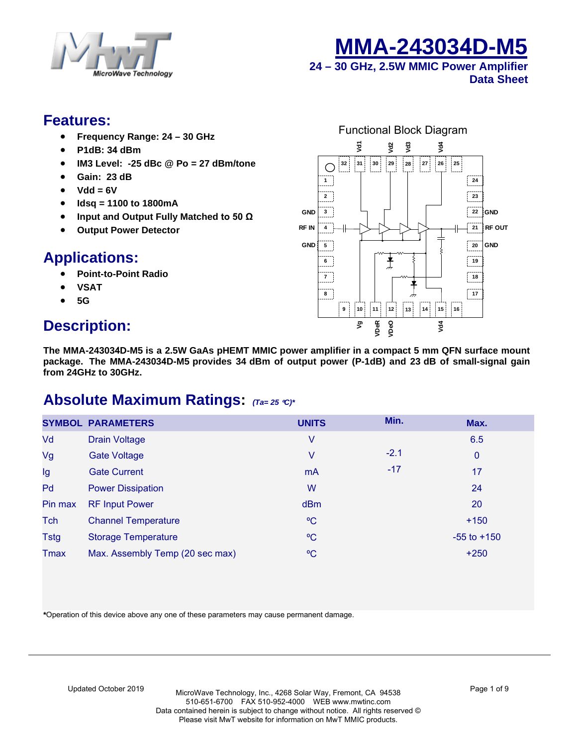# MMA-243034D-M5

**24 – 30 GHz, 2.5W MMIC Power Amplifier**
**Data Sheet**

## Features:

- **Frequency Range: 24 – 30 GHz**
- **P1dB: 34 dBm**
- **IM3 Level: -25 dBc @ Po = 27 dBm/tone**
- **Gain: 23 dB**
- **Vdd = 6V**
- **Idsq = 1100 to 1800mA**
- **Input and Output Fully Matched to 50 Ω**
- **Output Power Detector**

## Applications:

- **Point-to-Point Radio**
- **VSAT**
- **5G**

Functional Block Diagram

## Description:

**The MMA-243034D-M5 is a 2.5W GaAs pHEMT MMIC power amplifier in a compact 5 mm QFN surface mount package. The MMA-243034D-M5 provides 34 dBm of output power (P-1dB) and 23 dB of small-signal gain from 24GHz to 30GHz.**

## Absolute Maximum Ratings: *(Ta= 25 °C)**

| SYMBOL | PARAMETERS | UNITS | Min. | Max. |
|---|---|---|---|---|
| Vd | Drain Voltage | V | | 6.5 |
| Vg | Gate Voltage | V | -2.1 | 0 |
| Ig | Gate Current | mA | -17 | 17 |
| Pd | Power Dissipation | W | | 24 |
| Pin max | RF Input Power | dBm | | 20 |
| Tch | Channel Temperature | °C | | +150 |
| Tstg | Storage Temperature | °C | | -55 to +150 |
| Tmax | Max. Assembly Temp (20 sec max) | °C | | +250 |

***Operation of this device above any one of these parameters may cause permanent damage.

Updated October 2019

MicroWave Technology, Inc., 4268 Solar Way, Fremont, CA 94538
510-651-6700 FAX 510-952-4000 WEB www.mwtinc.com
Data contained herein is subject to change without notice. All rights reserved ©
Please visit MwT website for information on MwT MMIC products.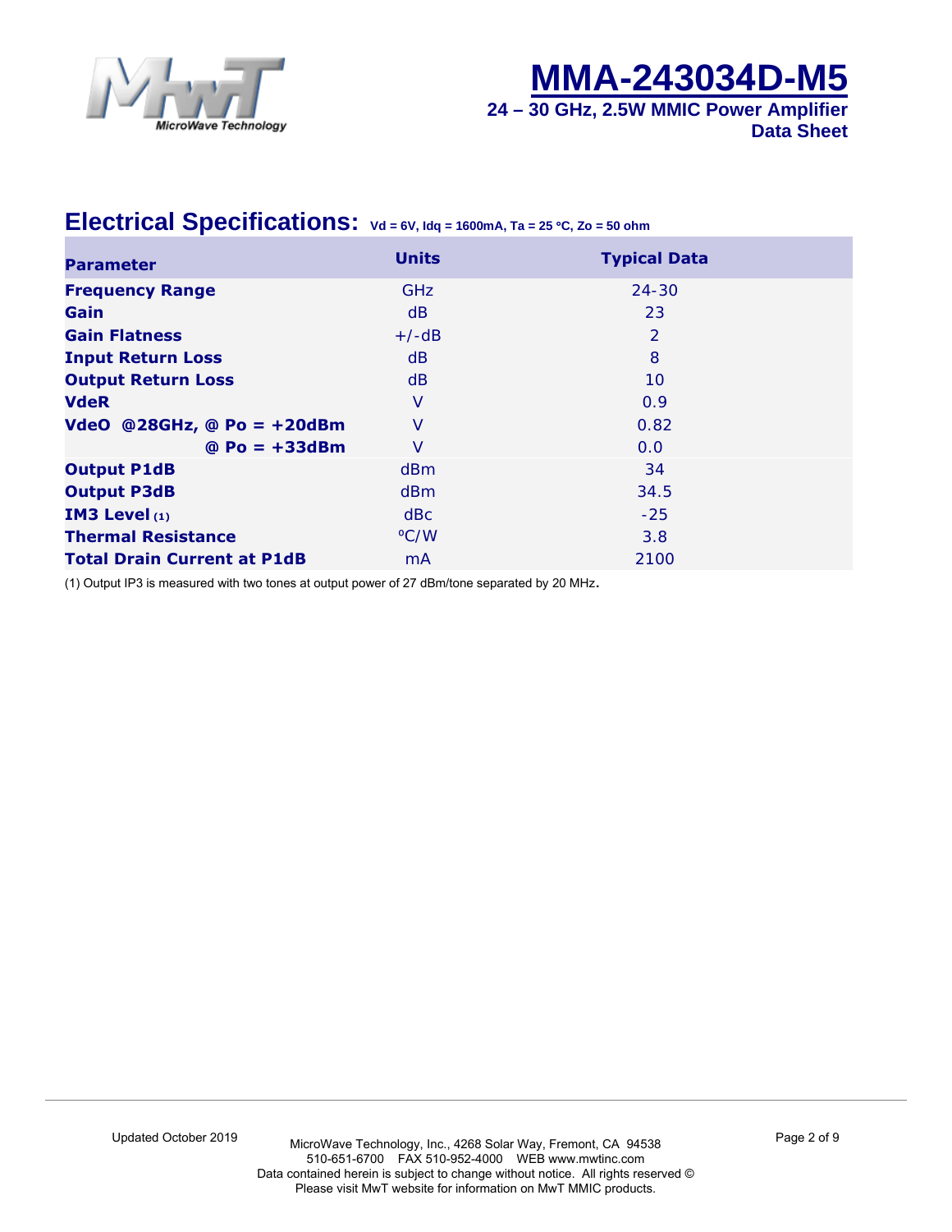## Electrical Specifications: Vd = 6V, Idq = 1600mA, Ta = 25 °C, Zo = 50 ohm

| Parameter | Units | Typical Data |
|---|---|---|
| **Frequency Range** | GHz | 24-30 |
| **Gain** | dB | 23 |
| **Gain Flatness** | +/-dB | 2 |
| **Input Return Loss** | dB | 8 |
| **Output Return Loss** | dB | 10 |
| **VdeR** | V | 0.9 |
| **VdeO @28GHz, @ Po = +20dBm** | V | 0.82 |
| **@ Po = +33dBm** | V | 0.0 |
| **Output P1dB** | dBm | 34 |
| **Output P3dB** | dBm | 34.5 |
| **IM3 Level (1)** | dBc | -25 |
| **Thermal Resistance** | ºC/W | 3.8 |
| **Total Drain Current at P1dB** | mA | 2100 |

(1) Output IP3 is measured with two tones at output power of 27 dBm/tone separated by 20 MHz.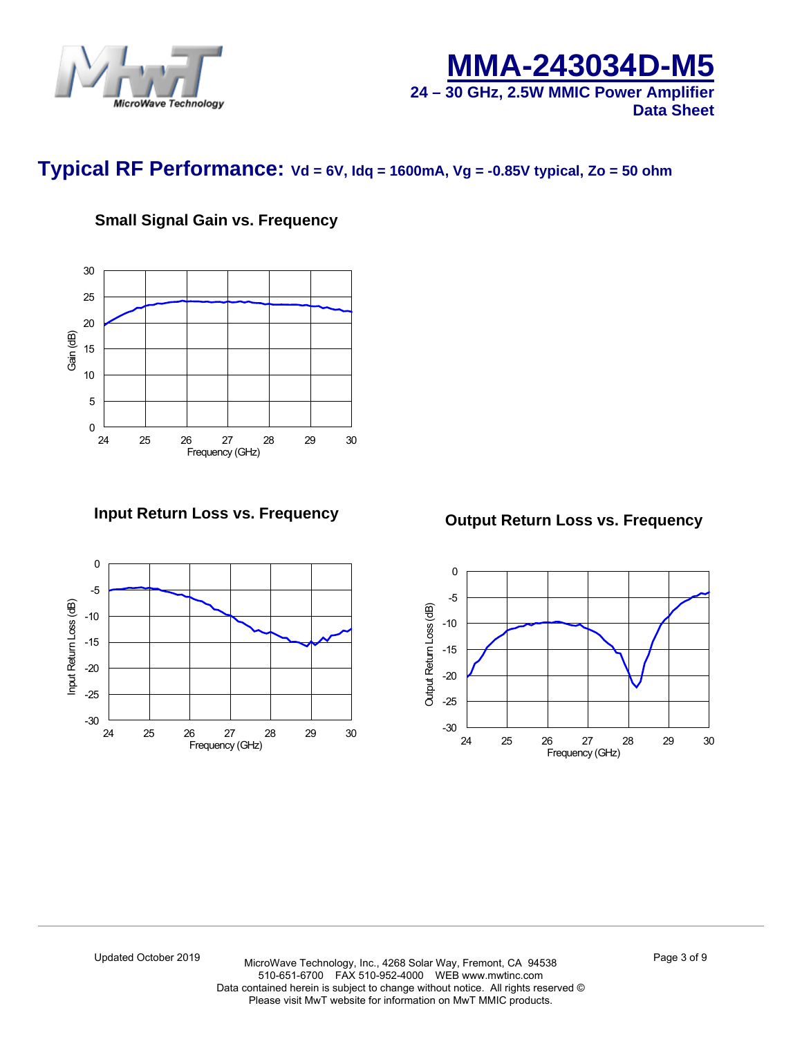# Typical RF Performance: Vd = 6V, Idq = 1600mA, Vg = -0.85V typical, Zo = 50 ohm

### Small Signal Gain vs. Frequency

### Input Return Loss vs. Frequency

### Output Return Loss vs. Frequency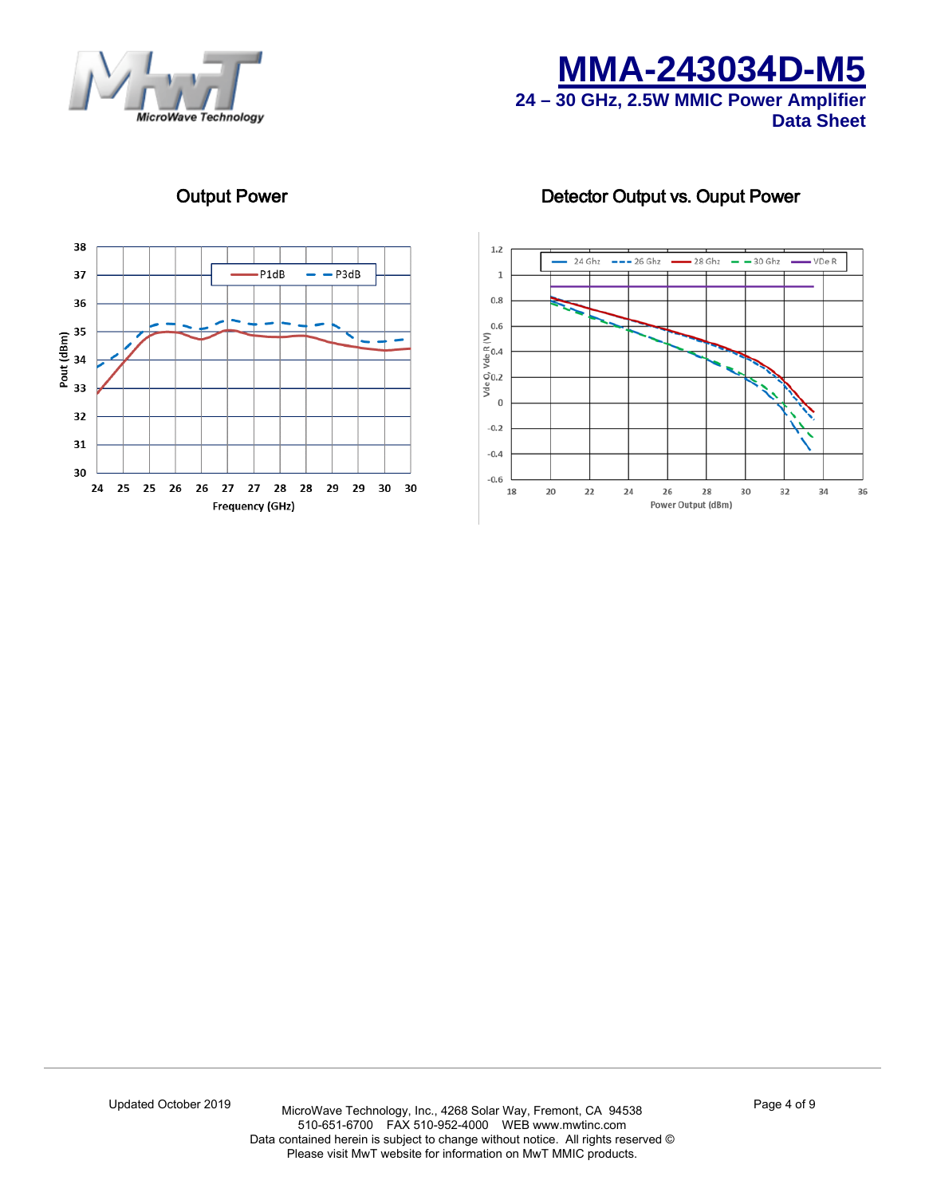## Output Power

## Detector Output vs. Ouput Power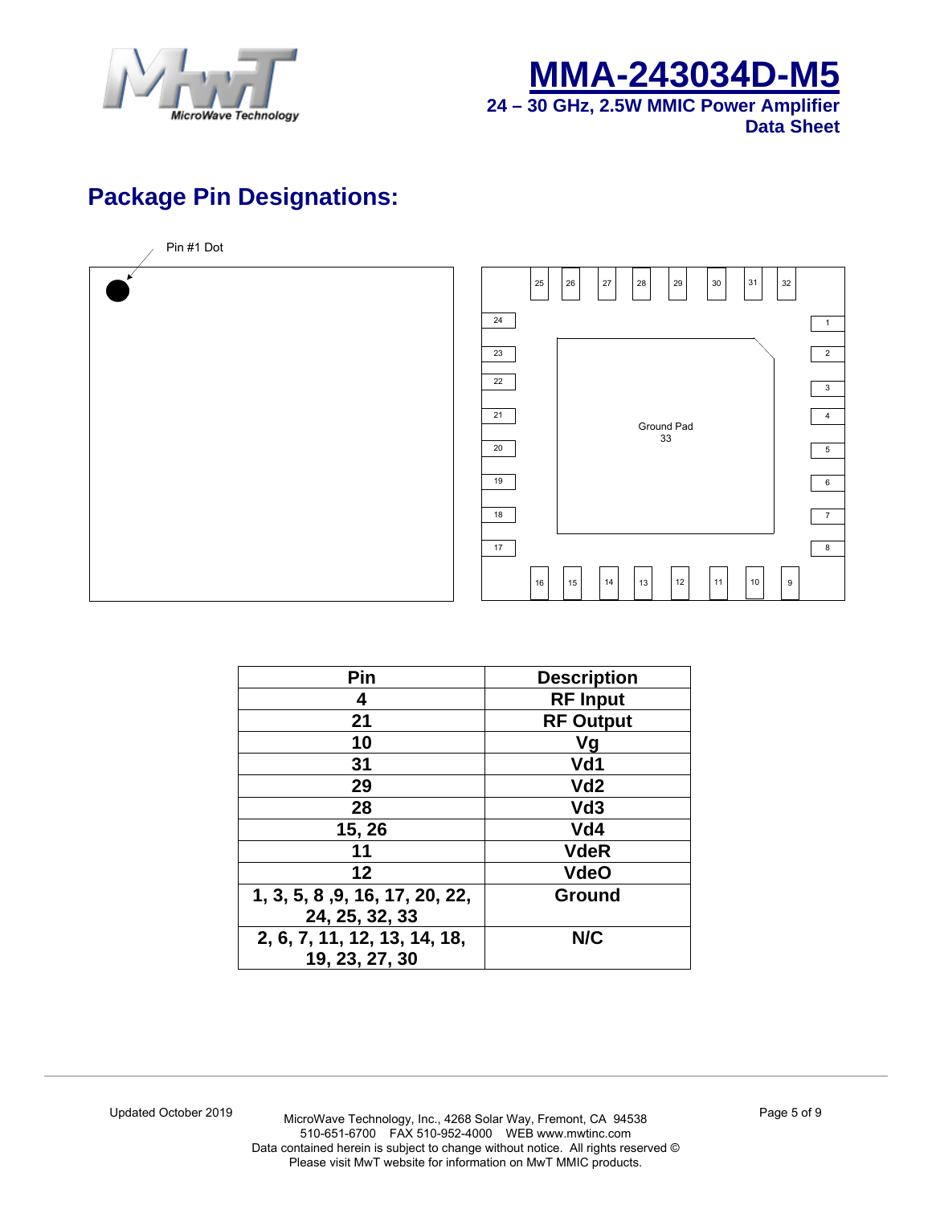# MMA-243034D-M5

**24 – 30 GHz, 2.5W MMIC Power Amplifier**
**Data Sheet**

## Package Pin Designations:

Pin #1 Dot

Ground Pad 33

| Pin | Description |
|---|---|
| 4 | RF Input |
| 21 | RF Output |
| 10 | Vg |
| 31 | Vd1 |
| 29 | Vd2 |
| 28 | Vd3 |
| 15, 26 | Vd4 |
| 11 | VdeR |
| 12 | VdeO |
| 1, 3, 5, 8 ,9, 16, 17, 20, 22, 24, 25, 32, 33 | Ground |
| 2, 6, 7, 11, 12, 13, 14, 18, 19, 23, 27, 30 | N/C |

Updated October 2019

MicroWave Technology, Inc., 4268 Solar Way, Fremont, CA 94538
510-651-6700 FAX 510-952-4000 WEB www.mwtinc.com
Data contained herein is subject to change without notice. All rights reserved ©
Please visit MwT website for information on MwT MMIC products.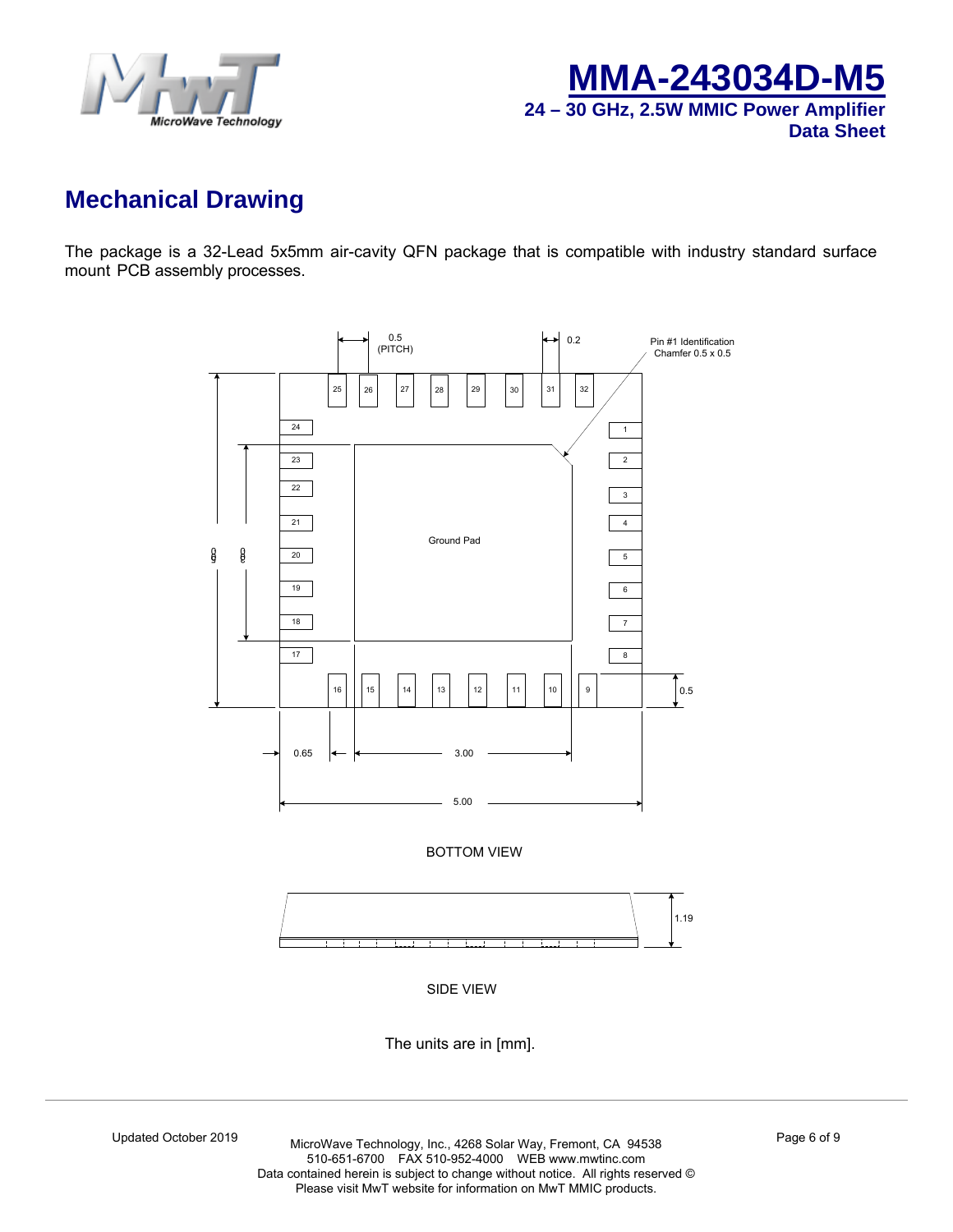## Mechanical Drawing

The package is a 32-Lead 5x5mm air-cavity QFN package that is compatible with industry standard surface mount PCB assembly processes.

BOTTOM VIEW

SIDE VIEW

The units are in [mm].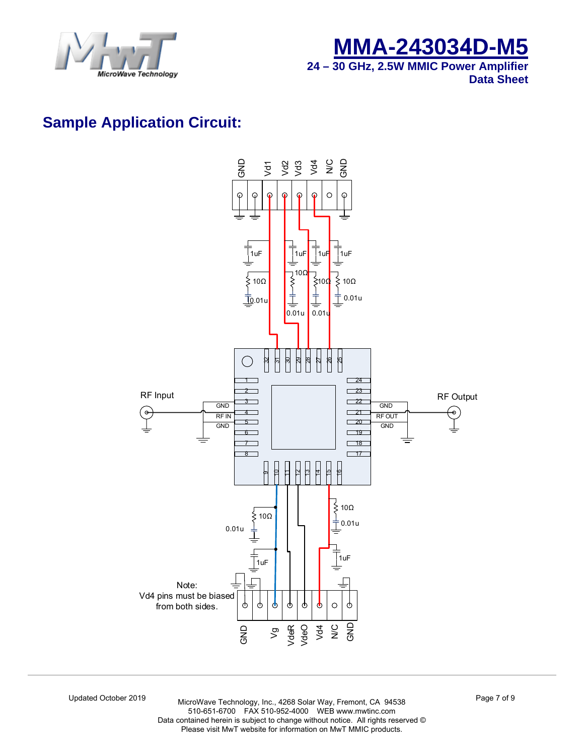## Sample Application Circuit:

GND Vd1 Vd2 Vd3 Vd4 N/C GND

1uF 1uF 1uF 1uF

10Ω 10Ω 10Ω 10Ω

0.01u 0.01u 0.01u 0.01u

RF Input

GND
RF IN
GND

RF Output

GND
RF OUT
GND

10Ω 10Ω

0.01u 0.01u

1uF 1uF

Note:
Vd4 pins must be biased from both sides.

GND Vg VdeR VdeO Vd4 N/C GND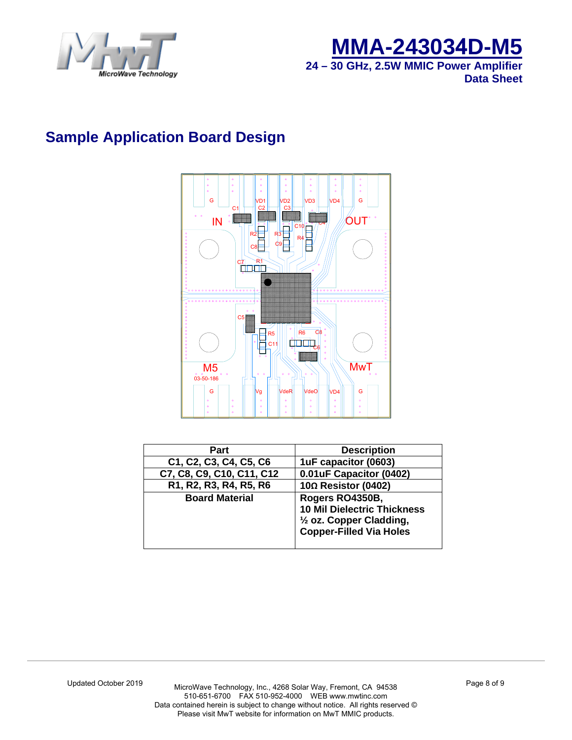# Sample Application Board Design

| Part | Description |
|---|---|
| C1, C2, C3, C4, C5, C6 | 1uF capacitor (0603) |
| C7, C8, C9, C10, C11, C12 | 0.01uF Capacitor (0402) |
| R1, R2, R3, R4, R5, R6 | 10Ω Resistor (0402) |
| Board Material | Rogers RO4350B,<br>10 Mil Dielectric Thickness<br>½ oz. Copper Cladding,<br>Copper-Filled Via Holes |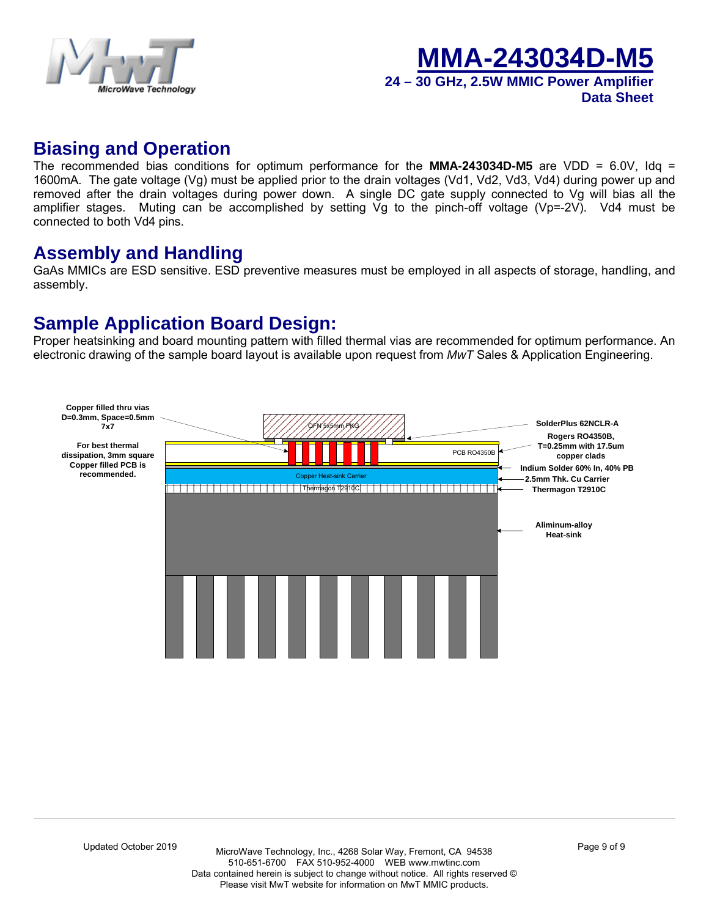## Biasing and Operation

The recommended bias conditions for optimum performance for the **MMA-243034D-M5** are VDD = 6.0V, Idq = 1600mA. The gate voltage (Vg) must be applied prior to the drain voltages (Vd1, Vd2, Vd3, Vd4) during power up and removed after the drain voltages during power down. A single DC gate supply connected to Vg will bias all the amplifier stages. Muting can be accomplished by setting Vg to the pinch-off voltage (Vp=-2V). Vd4 must be connected to both Vd4 pins.

## Assembly and Handling

GaAs MMICs are ESD sensitive. ESD preventive measures must be employed in all aspects of storage, handling, and assembly.

## Sample Application Board Design:

Proper heatsinking and board mounting pattern with filled thermal vias are recommended for optimum performance. An electronic drawing of the sample board layout is available upon request from *MwT* Sales & Application Engineering.

**Copper filled thru vias D=0.3mm, Space=0.5mm 7x7**

**For best thermal dissipation, 3mm square Copper filled PCB is recommended.**

QFN 5x5mm PKG

PCB RO4350B

Copper Heat-sink Carrier

Thermagon T2910C

**SolderPlus 62NCLR-A**

**Rogers RO4350B, T=0.25mm with 17.5um copper clads**

**Indium Solder 60% In, 40% PB**

**2.5mm Thk. Cu Carrier**

**Thermagon T2910C**

**Aliminum-alloy Heat-sink**

Updated October 2019

MicroWave Technology, Inc., 4268 Solar Way, Fremont, CA 94538
510-651-6700 FAX 510-952-4000 WEB www.mwtinc.com
Data contained herein is subject to change without notice. All rights reserved ©
Please visit MwT website for information on MwT MMIC products.